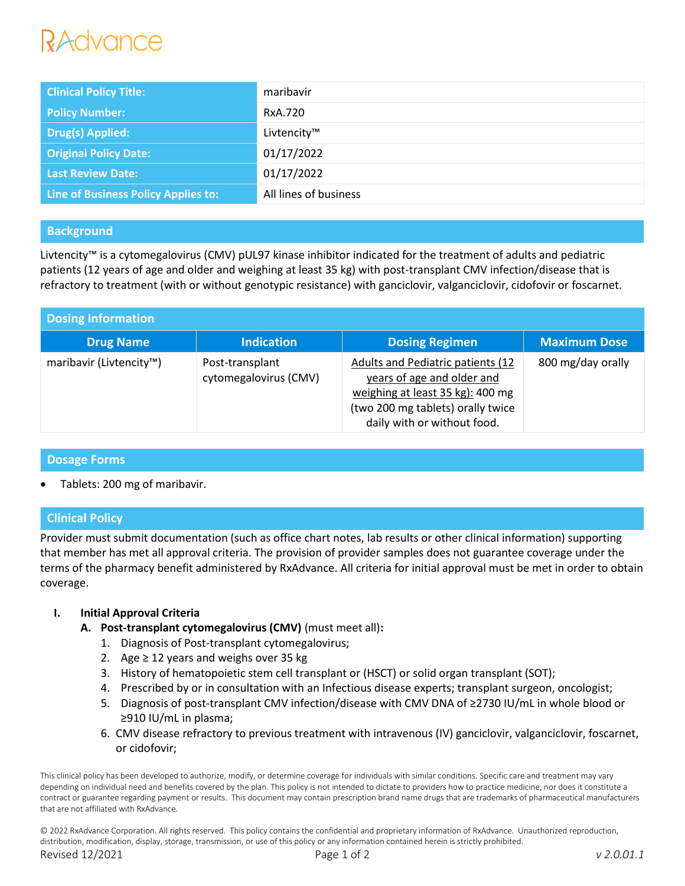RxAdvance

| | |
|---|---|
| **Clinical Policy Title:** | maribavir |
| **Policy Number:** | RxA.720 |
| **Drug(s) Applied:** | Livtencity™ |
| **Original Policy Date:** | 01/17/2022 |
| **Last Review Date:** | 01/17/2022 |
| **Line of Business Policy Applies to:** | All lines of business |

## Background

Livtencity™ is a cytomegalovirus (CMV) pUL97 kinase inhibitor indicated for the treatment of adults and pediatric patients (12 years of age and older and weighing at least 35 kg) with post-transplant CMV infection/disease that is refractory to treatment (with or without genotypic resistance) with ganciclovir, valganciclovir, cidofovir or foscarnet.

## Dosing Information

| Drug Name | Indication | Dosing Regimen | Maximum Dose |
|---|---|---|---|
| maribavir (Livtencity™) | Post-transplant cytomegalovirus (CMV) | Adults and Pediatric patients (12 years of age and older and weighing at least 35 kg): 400 mg (two 200 mg tablets) orally twice daily with or without food. | 800 mg/day orally |

## Dosage Forms

- Tablets: 200 mg of maribavir.

## Clinical Policy

Provider must submit documentation (such as office chart notes, lab results or other clinical information) supporting that member has met all approval criteria. The provision of provider samples does not guarantee coverage under the terms of the pharmacy benefit administered by RxAdvance. All criteria for initial approval must be met in order to obtain coverage.

**I. Initial Approval Criteria**

**A. Post-transplant cytomegalovirus (CMV)** (must meet all)**:**

1. Diagnosis of Post-transplant cytomegalovirus;
2. Age ≥ 12 years and weighs over 35 kg
3. History of hematopoietic stem cell transplant or (HSCT) or solid organ transplant (SOT);
4. Prescribed by or in consultation with an Infectious disease experts; transplant surgeon, oncologist;
5. Diagnosis of post-transplant CMV infection/disease with CMV DNA of ≥2730 IU/mL in whole blood or ≥910 IU/mL in plasma;
6. CMV disease refractory to previous treatment with intravenous (IV) ganciclovir, valganciclovir, foscarnet, or cidofovir;

This clinical policy has been developed to authorize, modify, or determine coverage for individuals with similar conditions. Specific care and treatment may vary depending on individual need and benefits covered by the plan. This policy is not intended to dictate to providers how to practice medicine, nor does it constitute a contract or guarantee regarding payment or results. This document may contain prescription brand name drugs that are trademarks of pharmaceutical manufacturers that are not affiliated with RxAdvance.

© 2022 RxAdvance Corporation. All rights reserved. This policy contains the confidential and proprietary information of RxAdvance. Unauthorized reproduction, distribution, modification, display, storage, transmission, or use of this policy or any information contained herein is strictly prohibited.

Revised 12/2021 v 2.0.01.1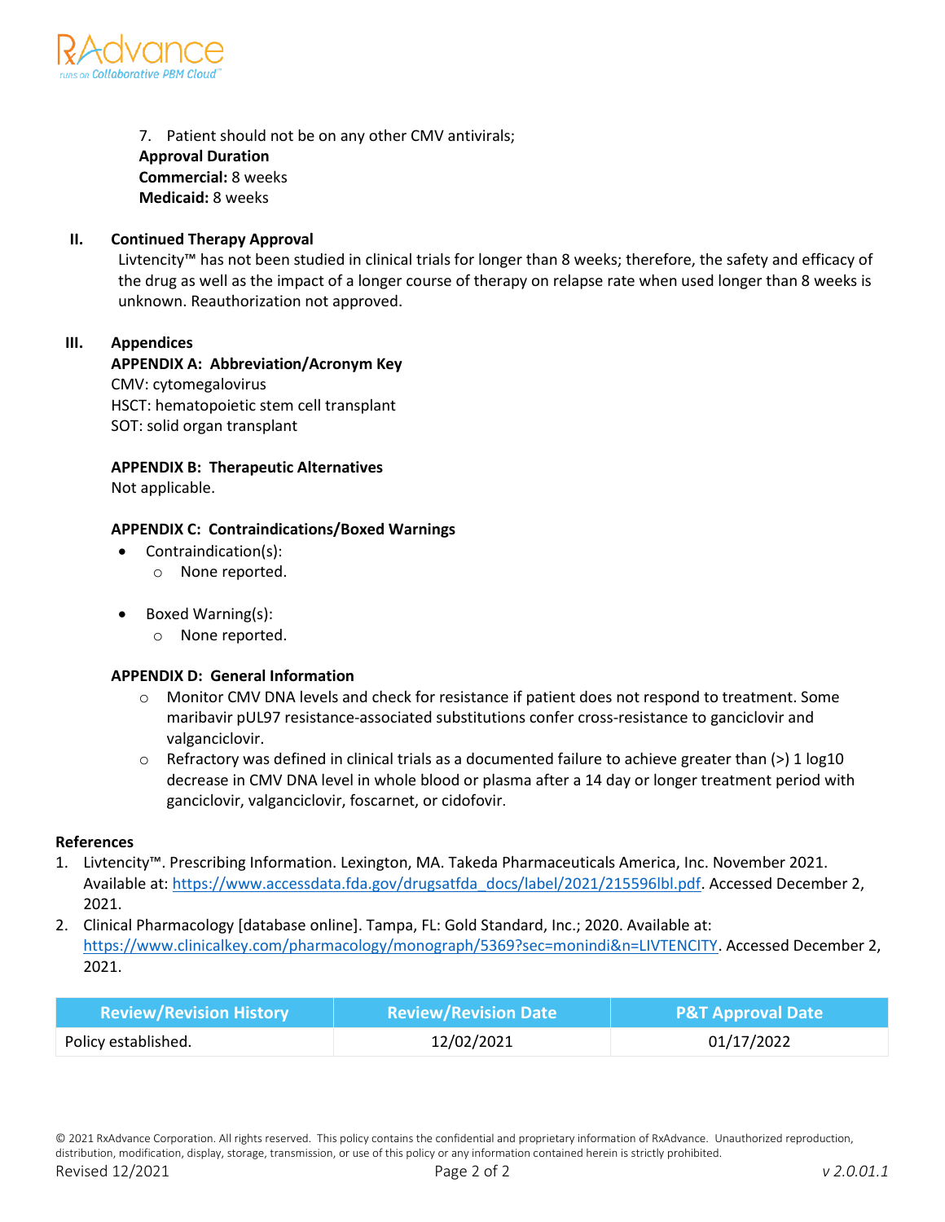7. Patient should not be on any other CMV antivirals;

**Approval Duration**

**Commercial:** 8 weeks

**Medicaid:** 8 weeks

## II. Continued Therapy Approval

Livtencity™ has not been studied in clinical trials for longer than 8 weeks; therefore, the safety and efficacy of the drug as well as the impact of a longer course of therapy on relapse rate when used longer than 8 weeks is unknown. Reauthorization not approved.

## III. Appendices

**APPENDIX A: Abbreviation/Acronym Key**

CMV: cytomegalovirus
HSCT: hematopoietic stem cell transplant
SOT: solid organ transplant

**APPENDIX B: Therapeutic Alternatives**

Not applicable.

**APPENDIX C: Contraindications/Boxed Warnings**

- Contraindication(s):
  - None reported.
- Boxed Warning(s):
  - None reported.

**APPENDIX D: General Information**

- Monitor CMV DNA levels and check for resistance if patient does not respond to treatment. Some maribavir pUL97 resistance-associated substitutions confer cross-resistance to ganciclovir and valganciclovir.
- Refractory was defined in clinical trials as a documented failure to achieve greater than (>) 1 log10 decrease in CMV DNA level in whole blood or plasma after a 14 day or longer treatment period with ganciclovir, valganciclovir, foscarnet, or cidofovir.

## References

1. Livtencity™. Prescribing Information. Lexington, MA. Takeda Pharmaceuticals America, Inc. November 2021. Available at: https://www.accessdata.fda.gov/drugsatfda_docs/label/2021/215596lbl.pdf. Accessed December 2, 2021.
2. Clinical Pharmacology [database online]. Tampa, FL: Gold Standard, Inc.; 2020. Available at: https://www.clinicalkey.com/pharmacology/monograph/5369?sec=monindi&n=LIVTENCITY. Accessed December 2, 2021.

| Review/Revision History | Review/Revision Date | P&T Approval Date |
|---|---|---|
| Policy established. | 12/02/2021 | 01/17/2022 |

© 2021 RxAdvance Corporation. All rights reserved. This policy contains the confidential and proprietary information of RxAdvance. Unauthorized reproduction, distribution, modification, display, storage, transmission, or use of this policy or any information contained herein is strictly prohibited.